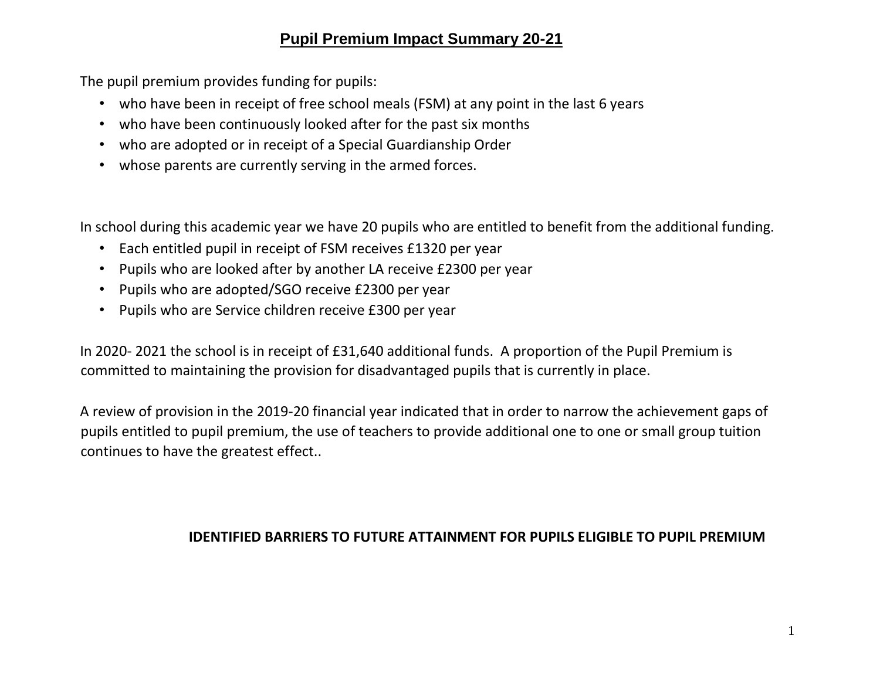# Pupil Premium Impact Summary 20-21

The pupil premium provides funding for pupils:

- who have been in receipt of free school meals (FSM) at any point in the last 6 years
- who have been continuously looked after for the past six months
- who are adopted or in receipt of a Special Guardianship Order
- whose parents are currently serving in the armed forces.

In school during this academic year we have 20 pupils who are entitled to benefit from the additional funding.

- Each entitled pupil in receipt of FSM receives £1320 per year
- Pupils who are looked after by another LA receive £2300 per year
- Pupils who are adopted/SGO receive £2300 per year
- Pupils who are Service children receive £300 per year

In 2020- 2021 the school is in receipt of £31,640 additional funds. A proportion of the Pupil Premium is committed to maintaining the provision for disadvantaged pupils that is currently in place.

A review of provision in the 2019-20 financial year indicated that in order to narrow the achievement gaps of pupils entitled to pupil premium, the use of teachers to provide additional one to one or small group tuition continues to have the greatest effect..

## IDENTIFIED BARRIERS TO FUTURE ATTAINMENT FOR PUPILS ELIGIBLE TO PUPIL PREMIUM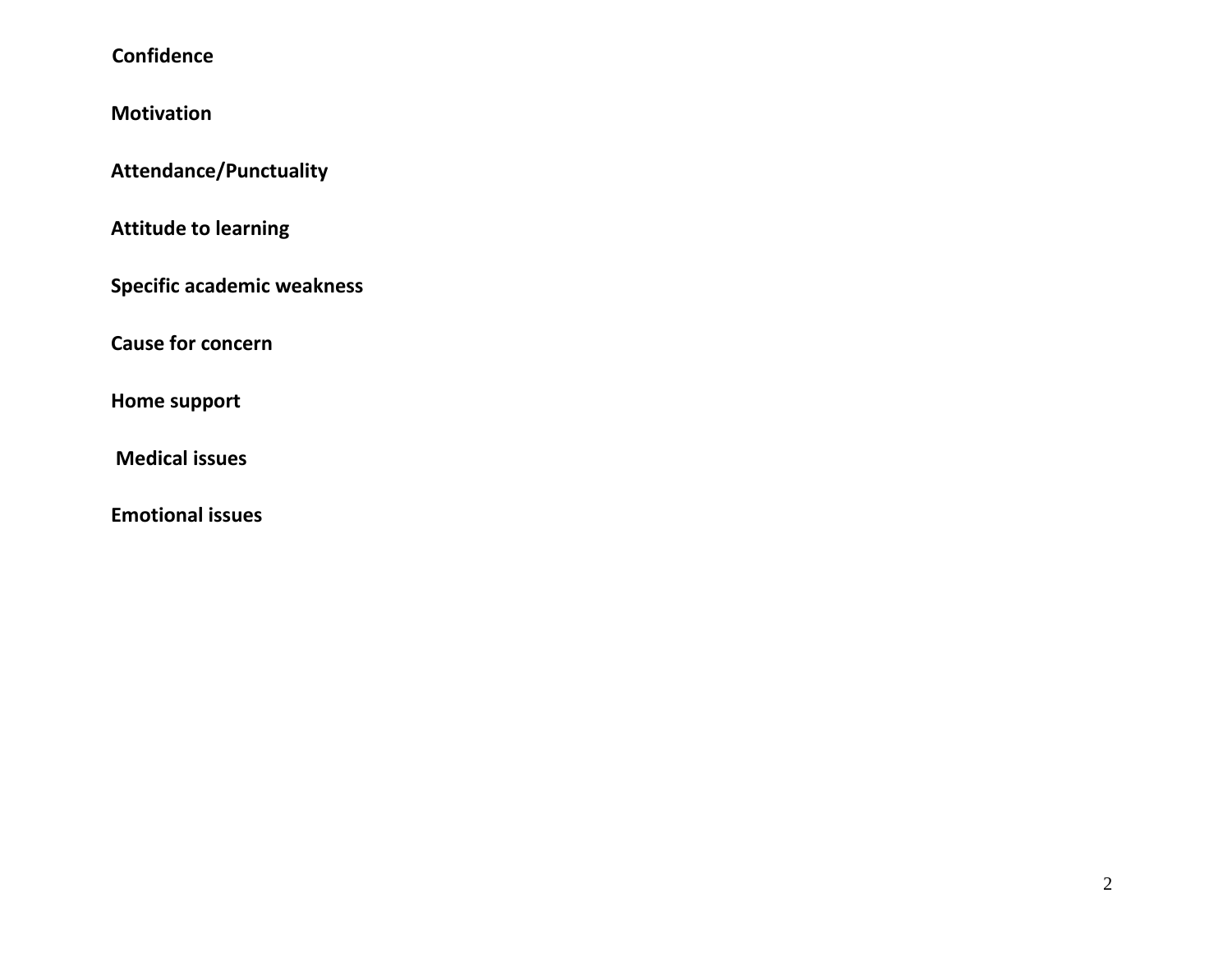**Confidence**

**Motivation**

**Attendance/Punctuality**

**Attitude to learning**

**Specific academic weakness**

**Cause for concern**

**Home support**

**Medical issues**

**Emotional issues**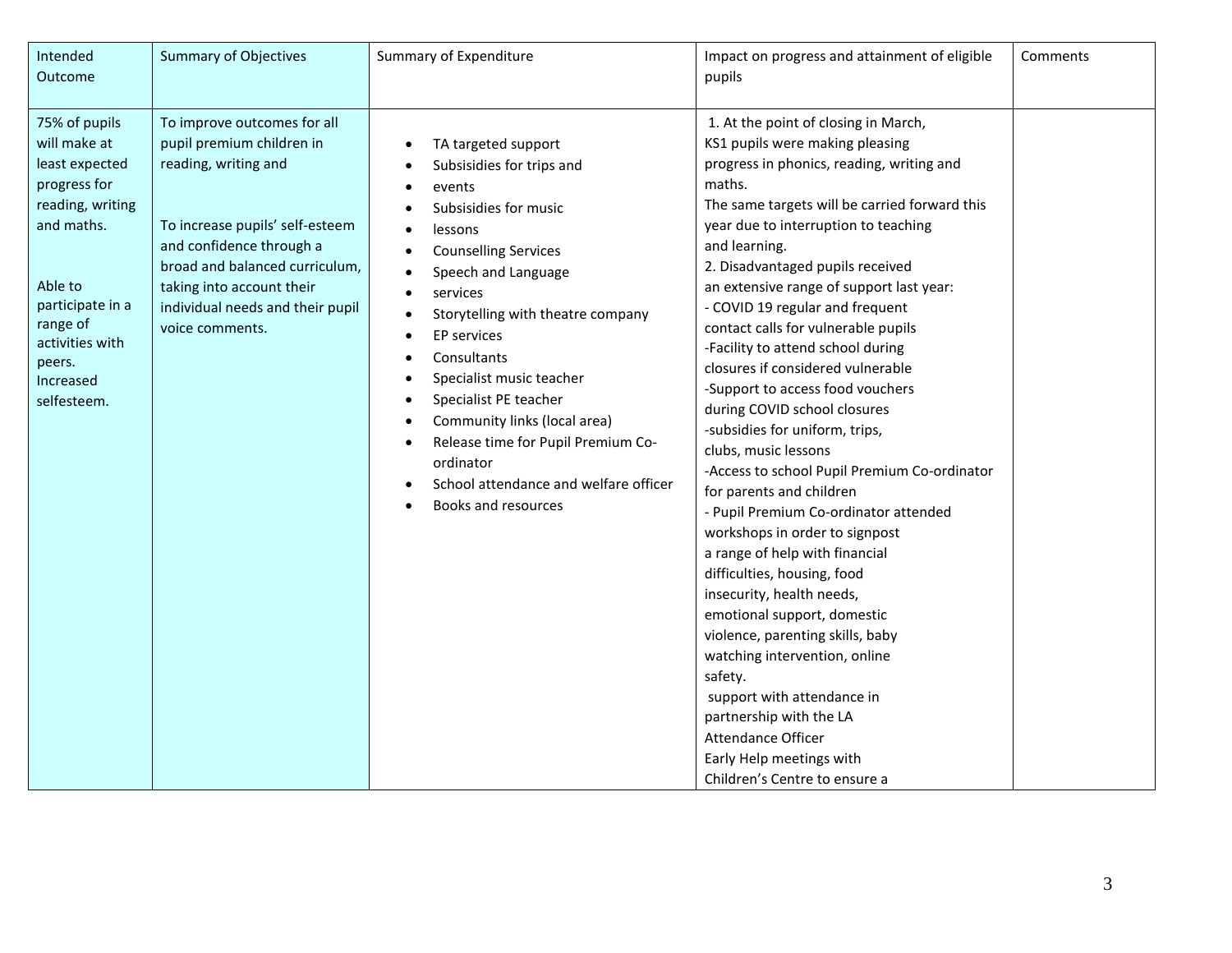| Intended Outcome | Summary of Objectives | Summary of Expenditure | Impact on progress and attainment of eligible pupils | Comments |
|---|---|---|---|---|
| 75% of pupils will make at least expected progress for reading, writing and maths.<br><br>Able to participate in a range of activities with peers.<br>Increased selfesteem. | To improve outcomes for all pupil premium children in reading, writing and<br><br>To increase pupils' self-esteem and confidence through a broad and balanced curriculum, taking into account their individual needs and their pupil voice comments. | • TA targeted support<br>• Subsisidies for trips and<br>• events<br>• Subsisidies for music<br>• lessons<br>• Counselling Services<br>• Speech and Language<br>• services<br>• Storytelling with theatre company<br>• EP services<br>• Consultants<br>• Specialist music teacher<br>• Specialist PE teacher<br>• Community links (local area)<br>• Release time for Pupil Premium Co-ordinator<br>• School attendance and welfare officer<br>• Books and resources | 1. At the point of closing in March, KS1 pupils were making pleasing progress in phonics, reading, writing and maths.<br>The same targets will be carried forward this year due to interruption to teaching and learning.<br>2. Disadvantaged pupils received an extensive range of support last year:<br>- COVID 19 regular and frequent contact calls for vulnerable pupils<br>-Facility to attend school during closures if considered vulnerable<br>-Support to access food vouchers during COVID school closures<br>-subsidies for uniform, trips, clubs, music lessons<br>-Access to school Pupil Premium Co-ordinator for parents and children<br>- Pupil Premium Co-ordinator attended workshops in order to signpost a range of help with financial difficulties, housing, food insecurity, health needs, emotional support, domestic violence, parenting skills, baby watching intervention, online safety.<br>support with attendance in partnership with the LA Attendance Officer<br>Early Help meetings with Children's Centre to ensure a | |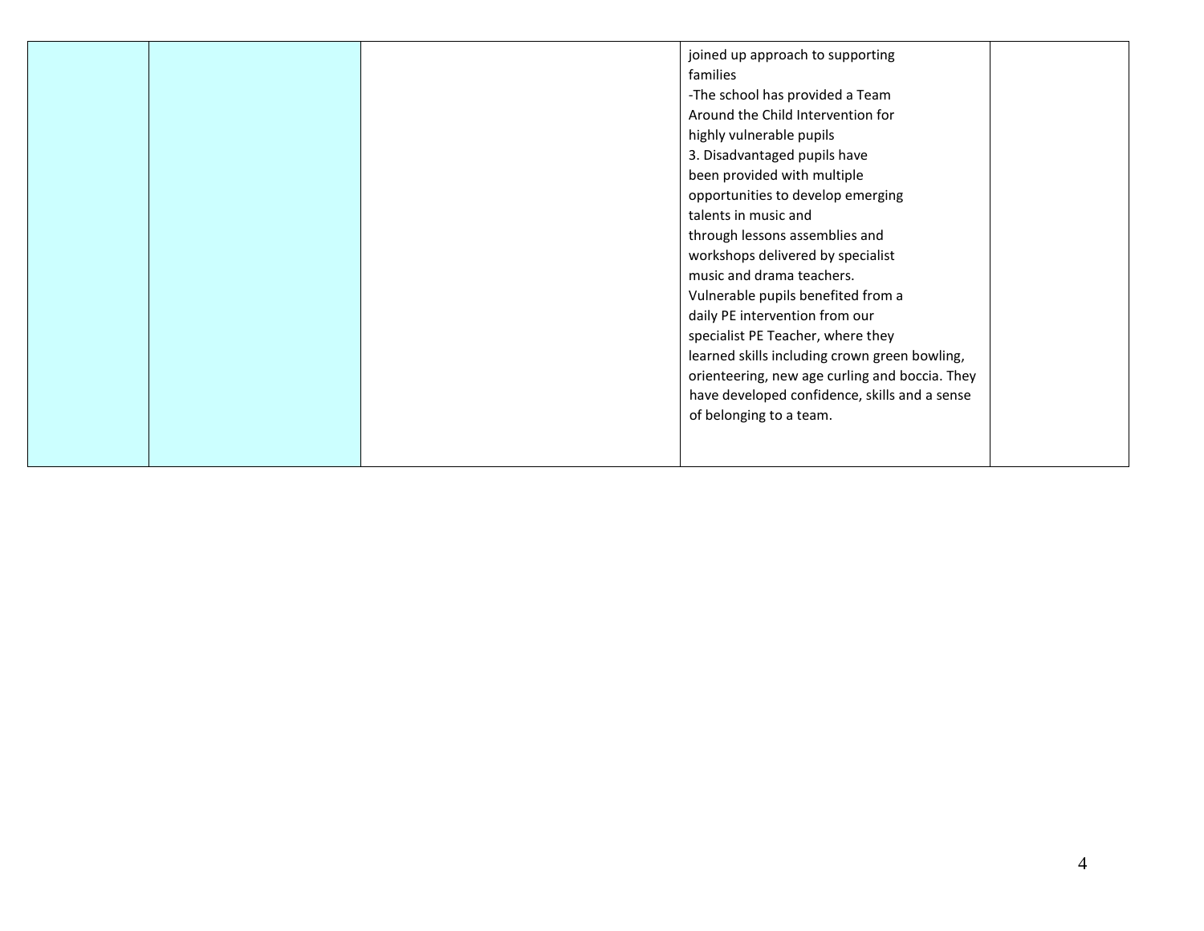| | | | | |
|---|---|---|---|---|
| | | | joined up approach to supporting families<br>-The school has provided a Team Around the Child Intervention for highly vulnerable pupils<br>3. Disadvantaged pupils have been provided with multiple opportunities to develop emerging talents in music and through lessons assemblies and workshops delivered by specialist music and drama teachers.<br>Vulnerable pupils benefited from a daily PE intervention from our specialist PE Teacher, where they learned skills including crown green bowling, orienteering, new age curling and boccia. They have developed confidence, skills and a sense of belonging to a team. | |